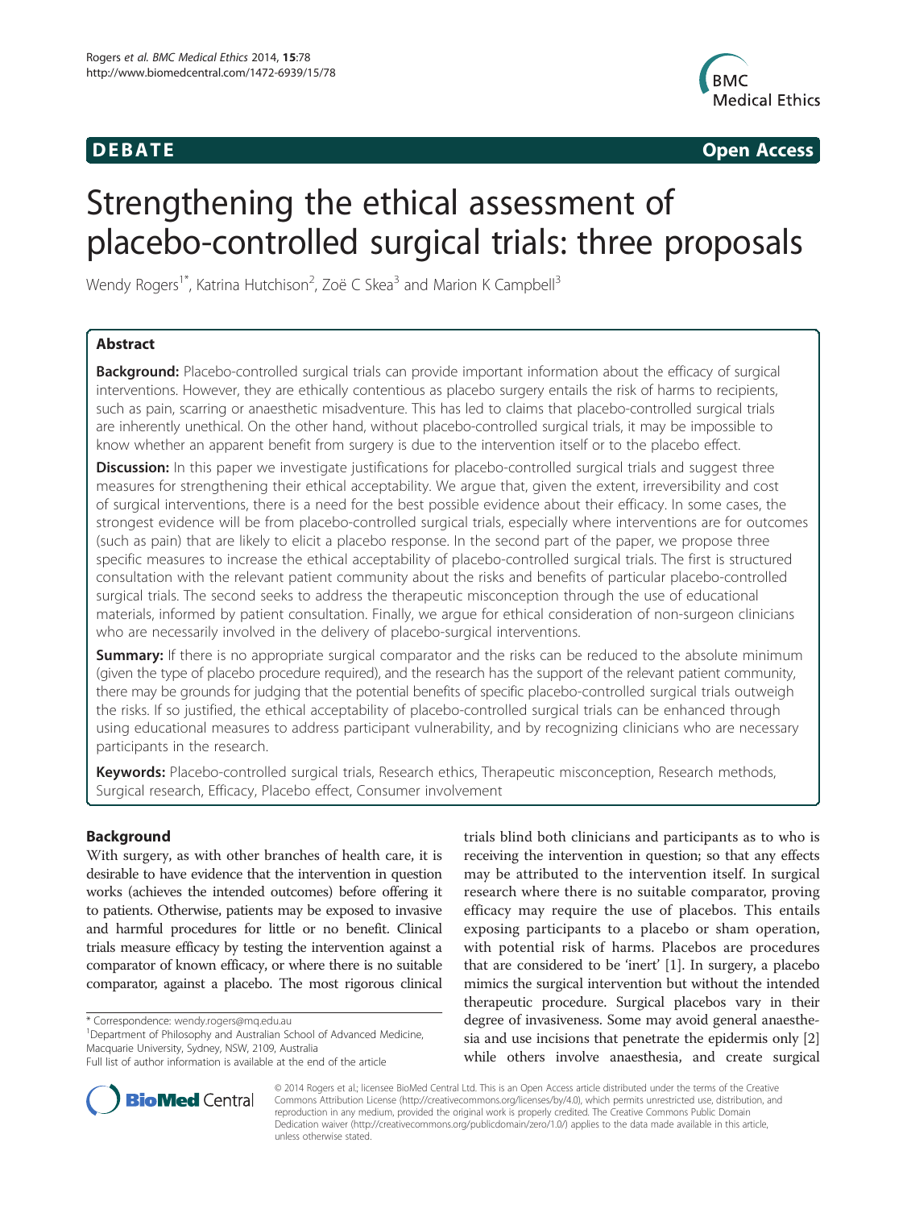**DEBATE** **Open Access**

# Strengthening the ethical assessment of placebo-controlled surgical trials: three proposals

Wendy Rogers[1*], Katrina Hutchison[2], Zoë C Skea[3] and Marion K Campbell[3]

## Abstract

**Background:** Placebo-controlled surgical trials can provide important information about the efficacy of surgical interventions. However, they are ethically contentious as placebo surgery entails the risk of harms to recipients, such as pain, scarring or anaesthetic misadventure. This has led to claims that placebo-controlled surgical trials are inherently unethical. On the other hand, without placebo-controlled surgical trials, it may be impossible to know whether an apparent benefit from surgery is due to the intervention itself or to the placebo effect.

**Discussion:** In this paper we investigate justifications for placebo-controlled surgical trials and suggest three measures for strengthening their ethical acceptability. We argue that, given the extent, irreversibility and cost of surgical interventions, there is a need for the best possible evidence about their efficacy. In some cases, the strongest evidence will be from placebo-controlled surgical trials, especially where interventions are for outcomes (such as pain) that are likely to elicit a placebo response. In the second part of the paper, we propose three specific measures to increase the ethical acceptability of placebo-controlled surgical trials. The first is structured consultation with the relevant patient community about the risks and benefits of particular placebo-controlled surgical trials. The second seeks to address the therapeutic misconception through the use of educational materials, informed by patient consultation. Finally, we argue for ethical consideration of non-surgeon clinicians who are necessarily involved in the delivery of placebo-surgical interventions.

**Summary:** If there is no appropriate surgical comparator and the risks can be reduced to the absolute minimum (given the type of placebo procedure required), and the research has the support of the relevant patient community, there may be grounds for judging that the potential benefits of specific placebo-controlled surgical trials outweigh the risks. If so justified, the ethical acceptability of placebo-controlled surgical trials can be enhanced through using educational measures to address participant vulnerability, and by recognizing clinicians who are necessary participants in the research.

**Keywords:** Placebo-controlled surgical trials, Research ethics, Therapeutic misconception, Research methods, Surgical research, Efficacy, Placebo effect, Consumer involvement

## Background

With surgery, as with other branches of health care, it is desirable to have evidence that the intervention in question works (achieves the intended outcomes) before offering it to patients. Otherwise, patients may be exposed to invasive and harmful procedures for little or no benefit. Clinical trials measure efficacy by testing the intervention against a comparator of known efficacy, or where there is no suitable comparator, against a placebo. The most rigorous clinical trials blind both clinicians and participants as to who is receiving the intervention in question; so that any effects may be attributed to the intervention itself. In surgical research where there is no suitable comparator, proving efficacy may require the use of placebos. This entails exposing participants to a placebo or sham operation, with potential risk of harms. Placebos are procedures that are considered to be 'inert' [1]. In surgery, a placebo mimics the surgical intervention but without the intended therapeutic procedure. Surgical placebos vary in their degree of invasiveness. Some may avoid general anaesthesia and use incisions that penetrate the epidermis only [2] while others involve anaesthesia, and create surgical

\* Correspondence: wendy.rogers@mq.edu.au
[1]Department of Philosophy and Australian School of Advanced Medicine, Macquarie University, Sydney, NSW, 2109, Australia
Full list of author information is available at the end of the article

© 2014 Rogers et al.; licensee BioMed Central Ltd. This is an Open Access article distributed under the terms of the Creative Commons Attribution License (http://creativecommons.org/licenses/by/4.0), which permits unrestricted use, distribution, and reproduction in any medium, provided the original work is properly credited. The Creative Commons Public Domain Dedication waiver (http://creativecommons.org/publicdomain/zero/1.0/) applies to the data made available in this article, unless otherwise stated.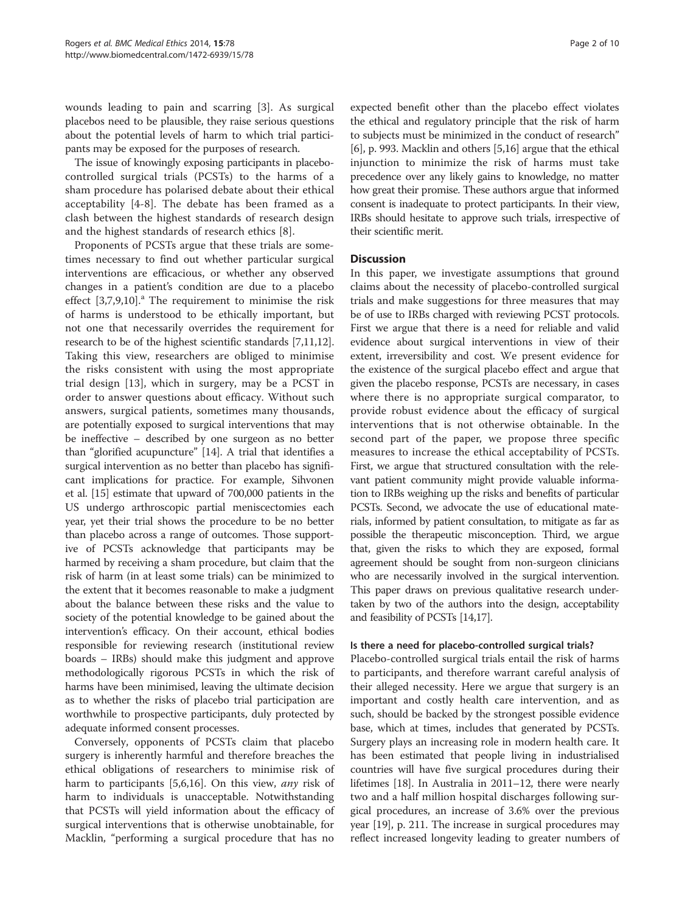wounds leading to pain and scarring [3]. As surgical placebos need to be plausible, they raise serious questions about the potential levels of harm to which trial participants may be exposed for the purposes of research.

The issue of knowingly exposing participants in placebo-controlled surgical trials (PCSTs) to the harms of a sham procedure has polarised debate about their ethical acceptability [4-8]. The debate has been framed as a clash between the highest standards of research design and the highest standards of research ethics [8].

Proponents of PCSTs argue that these trials are sometimes necessary to find out whether particular surgical interventions are efficacious, or whether any observed changes in a patient's condition are due to a placebo effect [3,7,9,10].[a] The requirement to minimise the risk of harms is understood to be ethically important, but not one that necessarily overrides the requirement for research to be of the highest scientific standards [7,11,12]. Taking this view, researchers are obliged to minimise the risks consistent with using the most appropriate trial design [13], which in surgery, may be a PCST in order to answer questions about efficacy. Without such answers, surgical patients, sometimes many thousands, are potentially exposed to surgical interventions that may be ineffective – described by one surgeon as no better than "glorified acupuncture" [14]. A trial that identifies a surgical intervention as no better than placebo has significant implications for practice. For example, Sihvonen et al. [15] estimate that upward of 700,000 patients in the US undergo arthroscopic partial meniscectomies each year, yet their trial shows the procedure to be no better than placebo across a range of outcomes. Those supportive of PCSTs acknowledge that participants may be harmed by receiving a sham procedure, but claim that the risk of harm (in at least some trials) can be minimized to the extent that it becomes reasonable to make a judgment about the balance between these risks and the value to society of the potential knowledge to be gained about the intervention's efficacy. On their account, ethical bodies responsible for reviewing research (institutional review boards – IRBs) should make this judgment and approve methodologically rigorous PCSTs in which the risk of harms have been minimised, leaving the ultimate decision as to whether the risks of placebo trial participation are worthwhile to prospective participants, duly protected by adequate informed consent processes.

Conversely, opponents of PCSTs claim that placebo surgery is inherently harmful and therefore breaches the ethical obligations of researchers to minimise risk of harm to participants [5,6,16]. On this view, *any* risk of harm to individuals is unacceptable. Notwithstanding that PCSTs will yield information about the efficacy of surgical interventions that is otherwise unobtainable, for Macklin, "performing a surgical procedure that has no expected benefit other than the placebo effect violates the ethical and regulatory principle that the risk of harm to subjects must be minimized in the conduct of research" [6], p. 993. Macklin and others [5,16] argue that the ethical injunction to minimize the risk of harms must take precedence over any likely gains to knowledge, no matter how great their promise. These authors argue that informed consent is inadequate to protect participants. In their view, IRBs should hesitate to approve such trials, irrespective of their scientific merit.

## Discussion

In this paper, we investigate assumptions that ground claims about the necessity of placebo-controlled surgical trials and make suggestions for three measures that may be of use to IRBs charged with reviewing PCST protocols. First we argue that there is a need for reliable and valid evidence about surgical interventions in view of their extent, irreversibility and cost. We present evidence for the existence of the surgical placebo effect and argue that given the placebo response, PCSTs are necessary, in cases where there is no appropriate surgical comparator, to provide robust evidence about the efficacy of surgical interventions that is not otherwise obtainable. In the second part of the paper, we propose three specific measures to increase the ethical acceptability of PCSTs. First, we argue that structured consultation with the relevant patient community might provide valuable information to IRBs weighing up the risks and benefits of particular PCSTs. Second, we advocate the use of educational materials, informed by patient consultation, to mitigate as far as possible the therapeutic misconception. Third, we argue that, given the risks to which they are exposed, formal agreement should be sought from non-surgeon clinicians who are necessarily involved in the surgical intervention. This paper draws on previous qualitative research undertaken by two of the authors into the design, acceptability and feasibility of PCSTs [14,17].

### Is there a need for placebo-controlled surgical trials?

Placebo-controlled surgical trials entail the risk of harms to participants, and therefore warrant careful analysis of their alleged necessity. Here we argue that surgery is an important and costly health care intervention, and as such, should be backed by the strongest possible evidence base, which at times, includes that generated by PCSTs. Surgery plays an increasing role in modern health care. It has been estimated that people living in industrialised countries will have five surgical procedures during their lifetimes [18]. In Australia in 2011–12, there were nearly two and a half million hospital discharges following surgical procedures, an increase of 3.6% over the previous year [19], p. 211. The increase in surgical procedures may reflect increased longevity leading to greater numbers of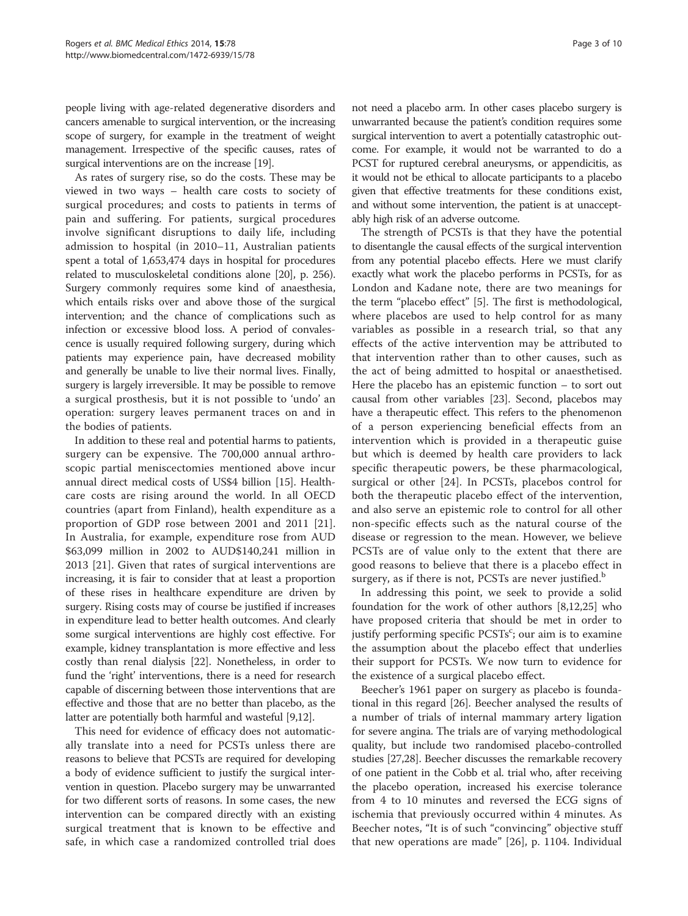people living with age-related degenerative disorders and cancers amenable to surgical intervention, or the increasing scope of surgery, for example in the treatment of weight management. Irrespective of the specific causes, rates of surgical interventions are on the increase [19].

As rates of surgery rise, so do the costs. These may be viewed in two ways – health care costs to society of surgical procedures; and costs to patients in terms of pain and suffering. For patients, surgical procedures involve significant disruptions to daily life, including admission to hospital (in 2010–11, Australian patients spent a total of 1,653,474 days in hospital for procedures related to musculoskeletal conditions alone [20], p. 256). Surgery commonly requires some kind of anaesthesia, which entails risks over and above those of the surgical intervention; and the chance of complications such as infection or excessive blood loss. A period of convalescence is usually required following surgery, during which patients may experience pain, have decreased mobility and generally be unable to live their normal lives. Finally, surgery is largely irreversible. It may be possible to remove a surgical prosthesis, but it is not possible to 'undo' an operation: surgery leaves permanent traces on and in the bodies of patients.

In addition to these real and potential harms to patients, surgery can be expensive. The 700,000 annual arthroscopic partial meniscectomies mentioned above incur annual direct medical costs of US$4 billion [15]. Healthcare costs are rising around the world. In all OECD countries (apart from Finland), health expenditure as a proportion of GDP rose between 2001 and 2011 [21]. In Australia, for example, expenditure rose from AUD $63,099 million in 2002 to AUD$140,241 million in 2013 [21]. Given that rates of surgical interventions are increasing, it is fair to consider that at least a proportion of these rises in healthcare expenditure are driven by surgery. Rising costs may of course be justified if increases in expenditure lead to better health outcomes. And clearly some surgical interventions are highly cost effective. For example, kidney transplantation is more effective and less costly than renal dialysis [22]. Nonetheless, in order to fund the 'right' interventions, there is a need for research capable of discerning between those interventions that are effective and those that are no better than placebo, as the latter are potentially both harmful and wasteful [9,12].

This need for evidence of efficacy does not automatically translate into a need for PCSTs unless there are reasons to believe that PCSTs are required for developing a body of evidence sufficient to justify the surgical intervention in question. Placebo surgery may be unwarranted for two different sorts of reasons. In some cases, the new intervention can be compared directly with an existing surgical treatment that is known to be effective and safe, in which case a randomized controlled trial does not need a placebo arm. In other cases placebo surgery is unwarranted because the patient's condition requires some surgical intervention to avert a potentially catastrophic outcome. For example, it would not be warranted to do a PCST for ruptured cerebral aneurysms, or appendicitis, as it would not be ethical to allocate participants to a placebo given that effective treatments for these conditions exist, and without some intervention, the patient is at unacceptably high risk of an adverse outcome.

The strength of PCSTs is that they have the potential to disentangle the causal effects of the surgical intervention from any potential placebo effects. Here we must clarify exactly what work the placebo performs in PCSTs, for as London and Kadane note, there are two meanings for the term "placebo effect" [5]. The first is methodological, where placebos are used to help control for as many variables as possible in a research trial, so that any effects of the active intervention may be attributed to that intervention rather than to other causes, such as the act of being admitted to hospital or anaesthetised. Here the placebo has an epistemic function – to sort out causal from other variables [23]. Second, placebos may have a therapeutic effect. This refers to the phenomenon of a person experiencing beneficial effects from an intervention which is provided in a therapeutic guise but which is deemed by health care providers to lack specific therapeutic powers, be these pharmacological, surgical or other [24]. In PCSTs, placebos control for both the therapeutic placebo effect of the intervention, and also serve an epistemic role to control for all other non-specific effects such as the natural course of the disease or regression to the mean. However, we believe PCSTs are of value only to the extent that there are good reasons to believe that there is a placebo effect in surgery, as if there is not, PCSTs are never justified.[b]

In addressing this point, we seek to provide a solid foundation for the work of other authors [8,12,25] who have proposed criteria that should be met in order to justify performing specific PCSTs[c]; our aim is to examine the assumption about the placebo effect that underlies their support for PCSTs. We now turn to evidence for the existence of a surgical placebo effect.

Beecher's 1961 paper on surgery as placebo is foundational in this regard [26]. Beecher analysed the results of a number of trials of internal mammary artery ligation for severe angina. The trials are of varying methodological quality, but include two randomised placebo-controlled studies [27,28]. Beecher discusses the remarkable recovery of one patient in the Cobb et al. trial who, after receiving the placebo operation, increased his exercise tolerance from 4 to 10 minutes and reversed the ECG signs of ischemia that previously occurred within 4 minutes. As Beecher notes, "It is of such "convincing" objective stuff that new operations are made" [26], p. 1104. Individual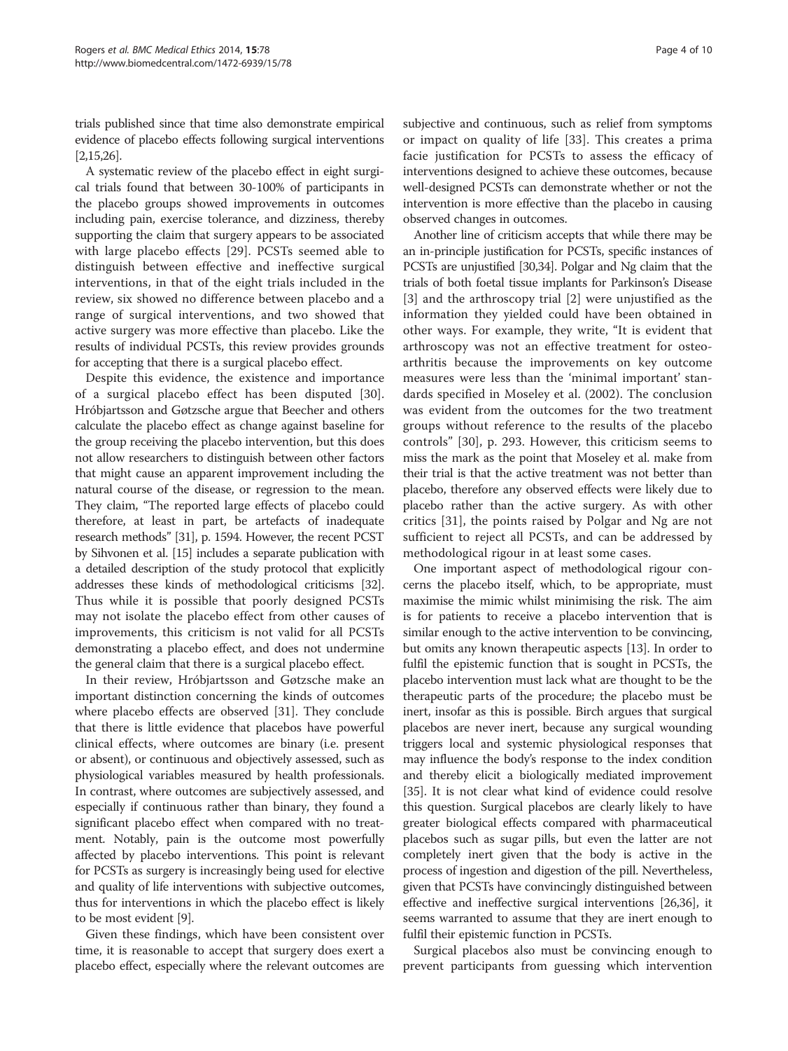trials published since that time also demonstrate empirical evidence of placebo effects following surgical interventions [2,15,26].

A systematic review of the placebo effect in eight surgical trials found that between 30-100% of participants in the placebo groups showed improvements in outcomes including pain, exercise tolerance, and dizziness, thereby supporting the claim that surgery appears to be associated with large placebo effects [29]. PCSTs seemed able to distinguish between effective and ineffective surgical interventions, in that of the eight trials included in the review, six showed no difference between placebo and a range of surgical interventions, and two showed that active surgery was more effective than placebo. Like the results of individual PCSTs, this review provides grounds for accepting that there is a surgical placebo effect.

Despite this evidence, the existence and importance of a surgical placebo effect has been disputed [30]. Hróbjartsson and Gøtzsche argue that Beecher and others calculate the placebo effect as change against baseline for the group receiving the placebo intervention, but this does not allow researchers to distinguish between other factors that might cause an apparent improvement including the natural course of the disease, or regression to the mean. They claim, "The reported large effects of placebo could therefore, at least in part, be artefacts of inadequate research methods" [31], p. 1594. However, the recent PCST by Sihvonen et al. [15] includes a separate publication with a detailed description of the study protocol that explicitly addresses these kinds of methodological criticisms [32]. Thus while it is possible that poorly designed PCSTs may not isolate the placebo effect from other causes of improvements, this criticism is not valid for all PCSTs demonstrating a placebo effect, and does not undermine the general claim that there is a surgical placebo effect.

In their review, Hróbjartsson and Gøtzsche make an important distinction concerning the kinds of outcomes where placebo effects are observed [31]. They conclude that there is little evidence that placebos have powerful clinical effects, where outcomes are binary (i.e. present or absent), or continuous and objectively assessed, such as physiological variables measured by health professionals. In contrast, where outcomes are subjectively assessed, and especially if continuous rather than binary, they found a significant placebo effect when compared with no treatment. Notably, pain is the outcome most powerfully affected by placebo interventions. This point is relevant for PCSTs as surgery is increasingly being used for elective and quality of life interventions with subjective outcomes, thus for interventions in which the placebo effect is likely to be most evident [9].

Given these findings, which have been consistent over time, it is reasonable to accept that surgery does exert a placebo effect, especially where the relevant outcomes are subjective and continuous, such as relief from symptoms or impact on quality of life [33]. This creates a prima facie justification for PCSTs to assess the efficacy of interventions designed to achieve these outcomes, because well-designed PCSTs can demonstrate whether or not the intervention is more effective than the placebo in causing observed changes in outcomes.

Another line of criticism accepts that while there may be an in-principle justification for PCSTs, specific instances of PCSTs are unjustified [30,34]. Polgar and Ng claim that the trials of both foetal tissue implants for Parkinson's Disease [3] and the arthroscopy trial [2] were unjustified as the information they yielded could have been obtained in other ways. For example, they write, "It is evident that arthroscopy was not an effective treatment for osteoarthritis because the improvements on key outcome measures were less than the 'minimal important' standards specified in Moseley et al. (2002). The conclusion was evident from the outcomes for the two treatment groups without reference to the results of the placebo controls" [30], p. 293. However, this criticism seems to miss the mark as the point that Moseley et al. make from their trial is that the active treatment was not better than placebo, therefore any observed effects were likely due to placebo rather than the active surgery. As with other critics [31], the points raised by Polgar and Ng are not sufficient to reject all PCSTs, and can be addressed by methodological rigour in at least some cases.

One important aspect of methodological rigour concerns the placebo itself, which, to be appropriate, must maximise the mimic whilst minimising the risk. The aim is for patients to receive a placebo intervention that is similar enough to the active intervention to be convincing, but omits any known therapeutic aspects [13]. In order to fulfil the epistemic function that is sought in PCSTs, the placebo intervention must lack what are thought to be the therapeutic parts of the procedure; the placebo must be inert, insofar as this is possible. Birch argues that surgical placebos are never inert, because any surgical wounding triggers local and systemic physiological responses that may influence the body's response to the index condition and thereby elicit a biologically mediated improvement [35]. It is not clear what kind of evidence could resolve this question. Surgical placebos are clearly likely to have greater biological effects compared with pharmaceutical placebos such as sugar pills, but even the latter are not completely inert given that the body is active in the process of ingestion and digestion of the pill. Nevertheless, given that PCSTs have convincingly distinguished between effective and ineffective surgical interventions [26,36], it seems warranted to assume that they are inert enough to fulfil their epistemic function in PCSTs.

Surgical placebos also must be convincing enough to prevent participants from guessing which intervention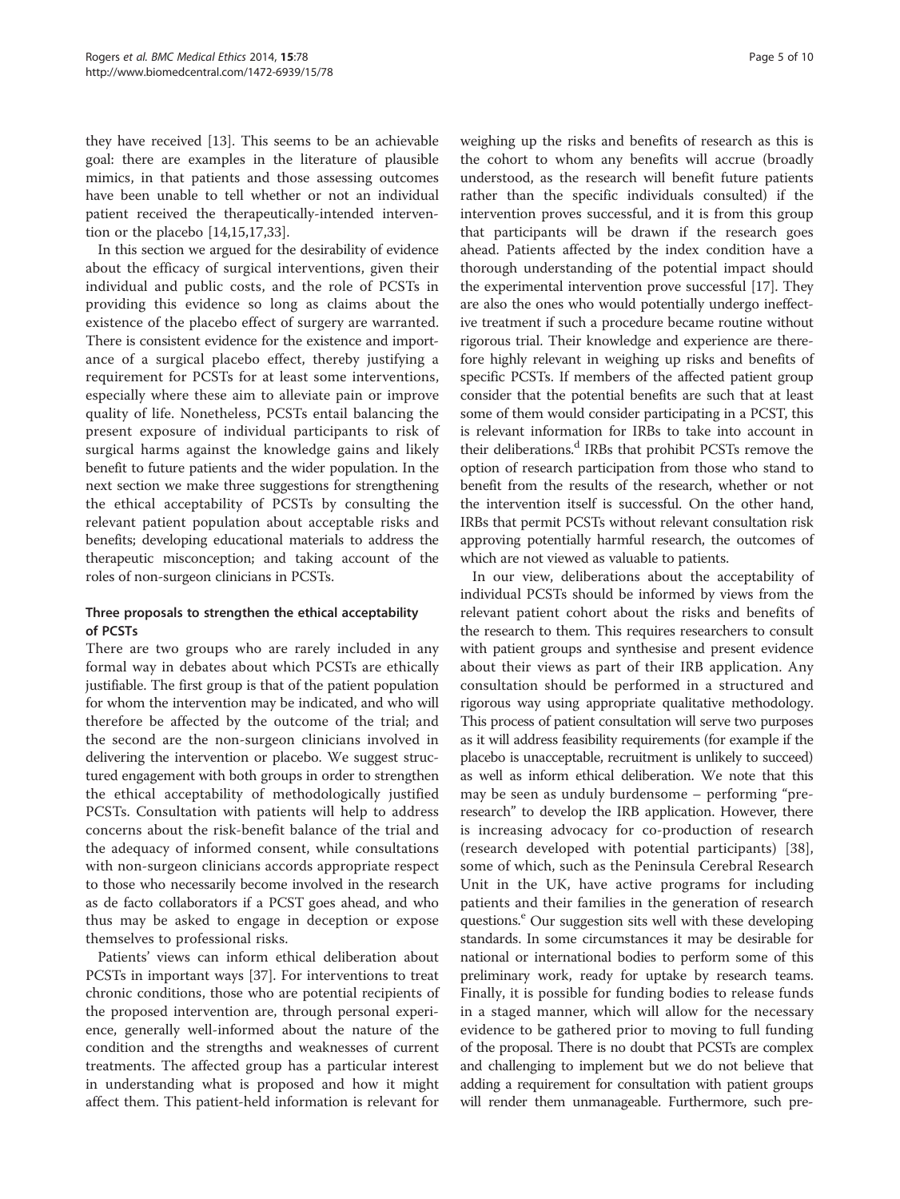they have received [13]. This seems to be an achievable goal: there are examples in the literature of plausible mimics, in that patients and those assessing outcomes have been unable to tell whether or not an individual patient received the therapeutically-intended intervention or the placebo [14,15,17,33].

In this section we argued for the desirability of evidence about the efficacy of surgical interventions, given their individual and public costs, and the role of PCSTs in providing this evidence so long as claims about the existence of the placebo effect of surgery are warranted. There is consistent evidence for the existence and importance of a surgical placebo effect, thereby justifying a requirement for PCSTs for at least some interventions, especially where these aim to alleviate pain or improve quality of life. Nonetheless, PCSTs entail balancing the present exposure of individual participants to risk of surgical harms against the knowledge gains and likely benefit to future patients and the wider population. In the next section we make three suggestions for strengthening the ethical acceptability of PCSTs by consulting the relevant patient population about acceptable risks and benefits; developing educational materials to address the therapeutic misconception; and taking account of the roles of non-surgeon clinicians in PCSTs.

### Three proposals to strengthen the ethical acceptability of PCSTs

There are two groups who are rarely included in any formal way in debates about which PCSTs are ethically justifiable. The first group is that of the patient population for whom the intervention may be indicated, and who will therefore be affected by the outcome of the trial; and the second are the non-surgeon clinicians involved in delivering the intervention or placebo. We suggest structured engagement with both groups in order to strengthen the ethical acceptability of methodologically justified PCSTs. Consultation with patients will help to address concerns about the risk-benefit balance of the trial and the adequacy of informed consent, while consultations with non-surgeon clinicians accords appropriate respect to those who necessarily become involved in the research as de facto collaborators if a PCST goes ahead, and who thus may be asked to engage in deception or expose themselves to professional risks.

Patients' views can inform ethical deliberation about PCSTs in important ways [37]. For interventions to treat chronic conditions, those who are potential recipients of the proposed intervention are, through personal experience, generally well-informed about the nature of the condition and the strengths and weaknesses of current treatments. The affected group has a particular interest in understanding what is proposed and how it might affect them. This patient-held information is relevant for weighing up the risks and benefits of research as this is the cohort to whom any benefits will accrue (broadly understood, as the research will benefit future patients rather than the specific individuals consulted) if the intervention proves successful, and it is from this group that participants will be drawn if the research goes ahead. Patients affected by the index condition have a thorough understanding of the potential impact should the experimental intervention prove successful [17]. They are also the ones who would potentially undergo ineffective treatment if such a procedure became routine without rigorous trial. Their knowledge and experience are therefore highly relevant in weighing up risks and benefits of specific PCSTs. If members of the affected patient group consider that the potential benefits are such that at least some of them would consider participating in a PCST, this is relevant information for IRBs to take into account in their deliberations.[d] IRBs that prohibit PCSTs remove the option of research participation from those who stand to benefit from the results of the research, whether or not the intervention itself is successful. On the other hand, IRBs that permit PCSTs without relevant consultation risk approving potentially harmful research, the outcomes of which are not viewed as valuable to patients.

In our view, deliberations about the acceptability of individual PCSTs should be informed by views from the relevant patient cohort about the risks and benefits of the research to them. This requires researchers to consult with patient groups and synthesise and present evidence about their views as part of their IRB application. Any consultation should be performed in a structured and rigorous way using appropriate qualitative methodology. This process of patient consultation will serve two purposes as it will address feasibility requirements (for example if the placebo is unacceptable, recruitment is unlikely to succeed) as well as inform ethical deliberation. We note that this may be seen as unduly burdensome – performing "pre-research" to develop the IRB application. However, there is increasing advocacy for co-production of research (research developed with potential participants) [38], some of which, such as the Peninsula Cerebral Research Unit in the UK, have active programs for including patients and their families in the generation of research questions.[e] Our suggestion sits well with these developing standards. In some circumstances it may be desirable for national or international bodies to perform some of this preliminary work, ready for uptake by research teams. Finally, it is possible for funding bodies to release funds in a staged manner, which will allow for the necessary evidence to be gathered prior to moving to full funding of the proposal. There is no doubt that PCSTs are complex and challenging to implement but we do not believe that adding a requirement for consultation with patient groups will render them unmanageable. Furthermore, such pre-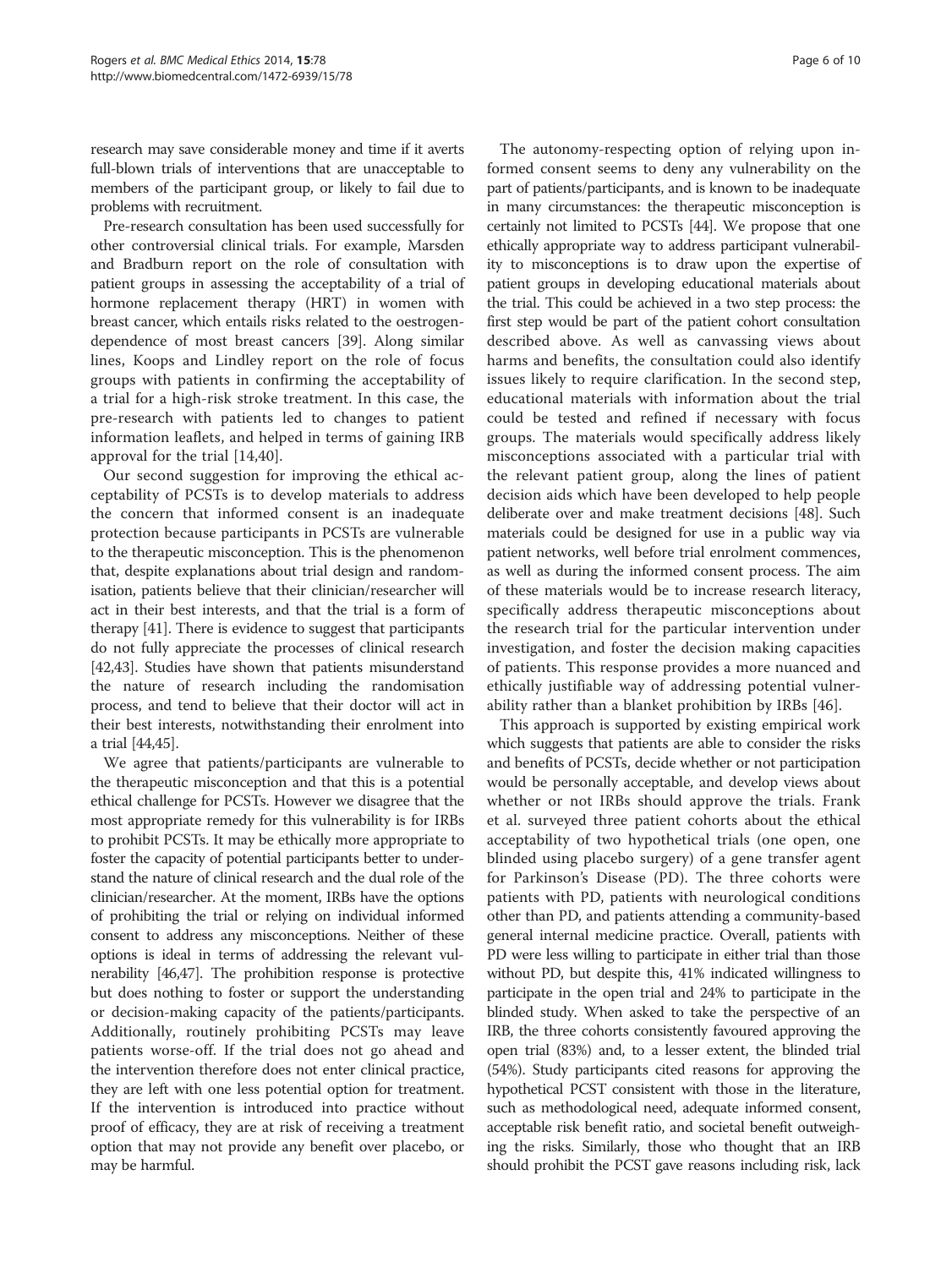research may save considerable money and time if it averts full-blown trials of interventions that are unacceptable to members of the participant group, or likely to fail due to problems with recruitment.

Pre-research consultation has been used successfully for other controversial clinical trials. For example, Marsden and Bradburn report on the role of consultation with patient groups in assessing the acceptability of a trial of hormone replacement therapy (HRT) in women with breast cancer, which entails risks related to the oestrogen-dependence of most breast cancers [39]. Along similar lines, Koops and Lindley report on the role of focus groups with patients in confirming the acceptability of a trial for a high-risk stroke treatment. In this case, the pre-research with patients led to changes to patient information leaflets, and helped in terms of gaining IRB approval for the trial [14,40].

Our second suggestion for improving the ethical acceptability of PCSTs is to develop materials to address the concern that informed consent is an inadequate protection because participants in PCSTs are vulnerable to the therapeutic misconception. This is the phenomenon that, despite explanations about trial design and randomisation, patients believe that their clinician/researcher will act in their best interests, and that the trial is a form of therapy [41]. There is evidence to suggest that participants do not fully appreciate the processes of clinical research [42,43]. Studies have shown that patients misunderstand the nature of research including the randomisation process, and tend to believe that their doctor will act in their best interests, notwithstanding their enrolment into a trial [44,45].

We agree that patients/participants are vulnerable to the therapeutic misconception and that this is a potential ethical challenge for PCSTs. However we disagree that the most appropriate remedy for this vulnerability is for IRBs to prohibit PCSTs. It may be ethically more appropriate to foster the capacity of potential participants better to understand the nature of clinical research and the dual role of the clinician/researcher. At the moment, IRBs have the options of prohibiting the trial or relying on individual informed consent to address any misconceptions. Neither of these options is ideal in terms of addressing the relevant vulnerability [46,47]. The prohibition response is protective but does nothing to foster or support the understanding or decision-making capacity of the patients/participants. Additionally, routinely prohibiting PCSTs may leave patients worse-off. If the trial does not go ahead and the intervention therefore does not enter clinical practice, they are left with one less potential option for treatment. If the intervention is introduced into practice without proof of efficacy, they are at risk of receiving a treatment option that may not provide any benefit over placebo, or may be harmful.

The autonomy-respecting option of relying upon informed consent seems to deny any vulnerability on the part of patients/participants, and is known to be inadequate in many circumstances: the therapeutic misconception is certainly not limited to PCSTs [44]. We propose that one ethically appropriate way to address participant vulnerability to misconceptions is to draw upon the expertise of patient groups in developing educational materials about the trial. This could be achieved in a two step process: the first step would be part of the patient cohort consultation described above. As well as canvassing views about harms and benefits, the consultation could also identify issues likely to require clarification. In the second step, educational materials with information about the trial could be tested and refined if necessary with focus groups. The materials would specifically address likely misconceptions associated with a particular trial with the relevant patient group, along the lines of patient decision aids which have been developed to help people deliberate over and make treatment decisions [48]. Such materials could be designed for use in a public way via patient networks, well before trial enrolment commences, as well as during the informed consent process. The aim of these materials would be to increase research literacy, specifically address therapeutic misconceptions about the research trial for the particular intervention under investigation, and foster the decision making capacities of patients. This response provides a more nuanced and ethically justifiable way of addressing potential vulnerability rather than a blanket prohibition by IRBs [46].

This approach is supported by existing empirical work which suggests that patients are able to consider the risks and benefits of PCSTs, decide whether or not participation would be personally acceptable, and develop views about whether or not IRBs should approve the trials. Frank et al. surveyed three patient cohorts about the ethical acceptability of two hypothetical trials (one open, one blinded using placebo surgery) of a gene transfer agent for Parkinson's Disease (PD). The three cohorts were patients with PD, patients with neurological conditions other than PD, and patients attending a community-based general internal medicine practice. Overall, patients with PD were less willing to participate in either trial than those without PD, but despite this, 41% indicated willingness to participate in the open trial and 24% to participate in the blinded study. When asked to take the perspective of an IRB, the three cohorts consistently favoured approving the open trial (83%) and, to a lesser extent, the blinded trial (54%). Study participants cited reasons for approving the hypothetical PCST consistent with those in the literature, such as methodological need, adequate informed consent, acceptable risk benefit ratio, and societal benefit outweighing the risks. Similarly, those who thought that an IRB should prohibit the PCST gave reasons including risk, lack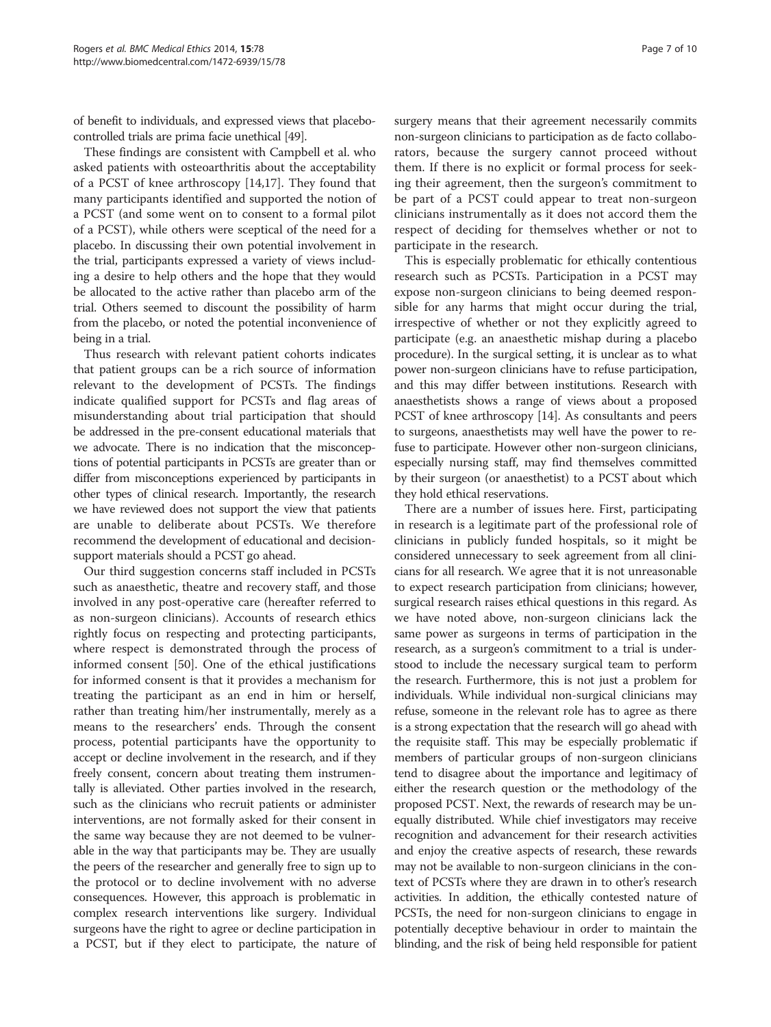of benefit to individuals, and expressed views that placebo-controlled trials are prima facie unethical [49].

These findings are consistent with Campbell et al. who asked patients with osteoarthritis about the acceptability of a PCST of knee arthroscopy [14,17]. They found that many participants identified and supported the notion of a PCST (and some went on to consent to a formal pilot of a PCST), while others were sceptical of the need for a placebo. In discussing their own potential involvement in the trial, participants expressed a variety of views including a desire to help others and the hope that they would be allocated to the active rather than placebo arm of the trial. Others seemed to discount the possibility of harm from the placebo, or noted the potential inconvenience of being in a trial.

Thus research with relevant patient cohorts indicates that patient groups can be a rich source of information relevant to the development of PCSTs. The findings indicate qualified support for PCSTs and flag areas of misunderstanding about trial participation that should be addressed in the pre-consent educational materials that we advocate. There is no indication that the misconceptions of potential participants in PCSTs are greater than or differ from misconceptions experienced by participants in other types of clinical research. Importantly, the research we have reviewed does not support the view that patients are unable to deliberate about PCSTs. We therefore recommend the development of educational and decision-support materials should a PCST go ahead.

Our third suggestion concerns staff included in PCSTs such as anaesthetic, theatre and recovery staff, and those involved in any post-operative care (hereafter referred to as non-surgeon clinicians). Accounts of research ethics rightly focus on respecting and protecting participants, where respect is demonstrated through the process of informed consent [50]. One of the ethical justifications for informed consent is that it provides a mechanism for treating the participant as an end in him or herself, rather than treating him/her instrumentally, merely as a means to the researchers' ends. Through the consent process, potential participants have the opportunity to accept or decline involvement in the research, and if they freely consent, concern about treating them instrumentally is alleviated. Other parties involved in the research, such as the clinicians who recruit patients or administer interventions, are not formally asked for their consent in the same way because they are not deemed to be vulnerable in the way that participants may be. They are usually the peers of the researcher and generally free to sign up to the protocol or to decline involvement with no adverse consequences. However, this approach is problematic in complex research interventions like surgery. Individual surgeons have the right to agree or decline participation in a PCST, but if they elect to participate, the nature of surgery means that their agreement necessarily commits non-surgeon clinicians to participation as de facto collaborators, because the surgery cannot proceed without them. If there is no explicit or formal process for seeking their agreement, then the surgeon's commitment to be part of a PCST could appear to treat non-surgeon clinicians instrumentally as it does not accord them the respect of deciding for themselves whether or not to participate in the research.

This is especially problematic for ethically contentious research such as PCSTs. Participation in a PCST may expose non-surgeon clinicians to being deemed responsible for any harms that might occur during the trial, irrespective of whether or not they explicitly agreed to participate (e.g. an anaesthetic mishap during a placebo procedure). In the surgical setting, it is unclear as to what power non-surgeon clinicians have to refuse participation, and this may differ between institutions. Research with anaesthetists shows a range of views about a proposed PCST of knee arthroscopy [14]. As consultants and peers to surgeons, anaesthetists may well have the power to refuse to participate. However other non-surgeon clinicians, especially nursing staff, may find themselves committed by their surgeon (or anaesthetist) to a PCST about which they hold ethical reservations.

There are a number of issues here. First, participating in research is a legitimate part of the professional role of clinicians in publicly funded hospitals, so it might be considered unnecessary to seek agreement from all clinicians for all research. We agree that it is not unreasonable to expect research participation from clinicians; however, surgical research raises ethical questions in this regard. As we have noted above, non-surgeon clinicians lack the same power as surgeons in terms of participation in the research, as a surgeon's commitment to a trial is understood to include the necessary surgical team to perform the research. Furthermore, this is not just a problem for individuals. While individual non-surgical clinicians may refuse, someone in the relevant role has to agree as there is a strong expectation that the research will go ahead with the requisite staff. This may be especially problematic if members of particular groups of non-surgeon clinicians tend to disagree about the importance and legitimacy of either the research question or the methodology of the proposed PCST. Next, the rewards of research may be unequally distributed. While chief investigators may receive recognition and advancement for their research activities and enjoy the creative aspects of research, these rewards may not be available to non-surgeon clinicians in the context of PCSTs where they are drawn in to other's research activities. In addition, the ethically contested nature of PCSTs, the need for non-surgeon clinicians to engage in potentially deceptive behaviour in order to maintain the blinding, and the risk of being held responsible for patient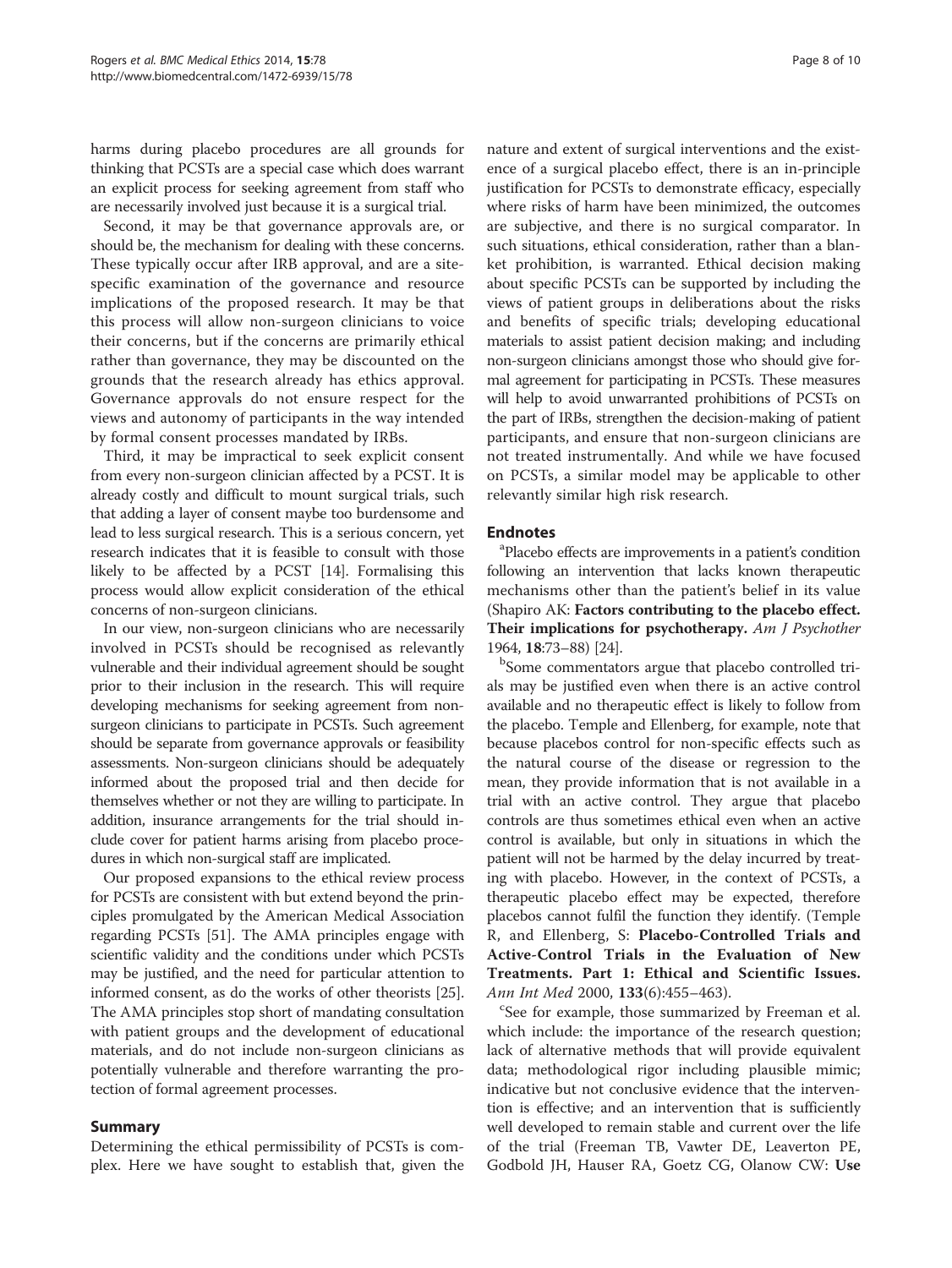harms during placebo procedures are all grounds for thinking that PCSTs are a special case which does warrant an explicit process for seeking agreement from staff who are necessarily involved just because it is a surgical trial.

Second, it may be that governance approvals are, or should be, the mechanism for dealing with these concerns. These typically occur after IRB approval, and are a site-specific examination of the governance and resource implications of the proposed research. It may be that this process will allow non-surgeon clinicians to voice their concerns, but if the concerns are primarily ethical rather than governance, they may be discounted on the grounds that the research already has ethics approval. Governance approvals do not ensure respect for the views and autonomy of participants in the way intended by formal consent processes mandated by IRBs.

Third, it may be impractical to seek explicit consent from every non-surgeon clinician affected by a PCST. It is already costly and difficult to mount surgical trials, such that adding a layer of consent maybe too burdensome and lead to less surgical research. This is a serious concern, yet research indicates that it is feasible to consult with those likely to be affected by a PCST [14]. Formalising this process would allow explicit consideration of the ethical concerns of non-surgeon clinicians.

In our view, non-surgeon clinicians who are necessarily involved in PCSTs should be recognised as relevantly vulnerable and their individual agreement should be sought prior to their inclusion in the research. This will require developing mechanisms for seeking agreement from non-surgeon clinicians to participate in PCSTs. Such agreement should be separate from governance approvals or feasibility assessments. Non-surgeon clinicians should be adequately informed about the proposed trial and then decide for themselves whether or not they are willing to participate. In addition, insurance arrangements for the trial should include cover for patient harms arising from placebo procedures in which non-surgical staff are implicated.

Our proposed expansions to the ethical review process for PCSTs are consistent with but extend beyond the principles promulgated by the American Medical Association regarding PCSTs [51]. The AMA principles engage with scientific validity and the conditions under which PCSTs may be justified, and the need for particular attention to informed consent, as do the works of other theorists [25]. The AMA principles stop short of mandating consultation with patient groups and the development of educational materials, and do not include non-surgeon clinicians as potentially vulnerable and therefore warranting the protection of formal agreement processes.

## Summary

Determining the ethical permissibility of PCSTs is complex. Here we have sought to establish that, given the nature and extent of surgical interventions and the existence of a surgical placebo effect, there is an in-principle justification for PCSTs to demonstrate efficacy, especially where risks of harm have been minimized, the outcomes are subjective, and there is no surgical comparator. In such situations, ethical consideration, rather than a blanket prohibition, is warranted. Ethical decision making about specific PCSTs can be supported by including the views of patient groups in deliberations about the risks and benefits of specific trials; developing educational materials to assist patient decision making; and including non-surgeon clinicians amongst those who should give formal agreement for participating in PCSTs. These measures will help to avoid unwarranted prohibitions of PCSTs on the part of IRBs, strengthen the decision-making of patient participants, and ensure that non-surgeon clinicians are not treated instrumentally. And while we have focused on PCSTs, a similar model may be applicable to other relevantly similar high risk research.

## Endnotes

[a]Placebo effects are improvements in a patient's condition following an intervention that lacks known therapeutic mechanisms other than the patient's belief in its value (Shapiro AK: **Factors contributing to the placebo effect. Their implications for psychotherapy.** *Am J Psychother* 1964, **18**:73–88) [24].

[b]Some commentators argue that placebo controlled trials may be justified even when there is an active control available and no therapeutic effect is likely to follow from the placebo. Temple and Ellenberg, for example, note that because placebos control for non-specific effects such as the natural course of the disease or regression to the mean, they provide information that is not available in a trial with an active control. They argue that placebo controls are thus sometimes ethical even when an active control is available, but only in situations in which the patient will not be harmed by the delay incurred by treating with placebo. However, in the context of PCSTs, a therapeutic placebo effect may be expected, therefore placebos cannot fulfil the function they identify. (Temple R, and Ellenberg, S: **Placebo-Controlled Trials and Active-Control Trials in the Evaluation of New Treatments. Part 1: Ethical and Scientific Issues.** *Ann Int Med* 2000, **133**(6):455–463).

[c]See for example, those summarized by Freeman et al. which include: the importance of the research question; lack of alternative methods that will provide equivalent data; methodological rigor including plausible mimic; indicative but not conclusive evidence that the intervention is effective; and an intervention that is sufficiently well developed to remain stable and current over the life of the trial (Freeman TB, Vawter DE, Leaverton PE, Godbold JH, Hauser RA, Goetz CG, Olanow CW: **Use**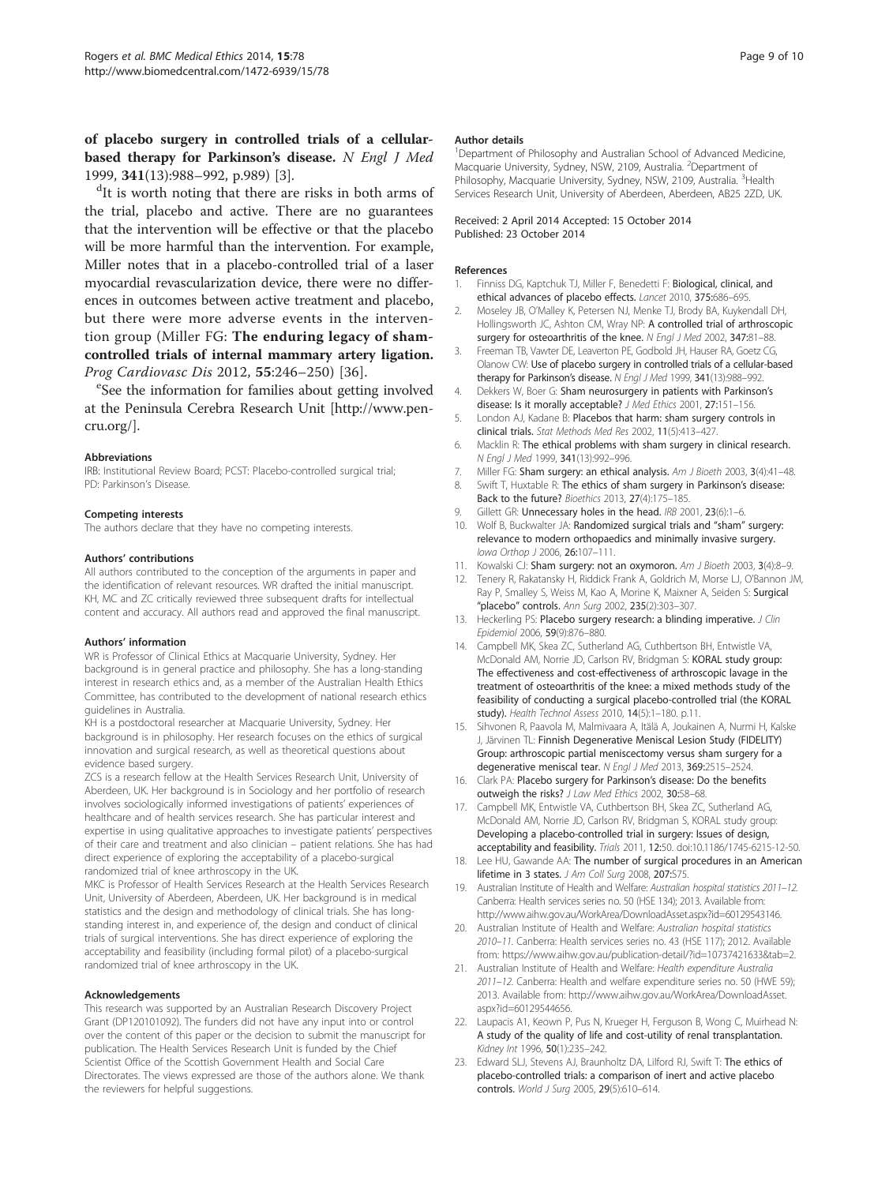**of placebo surgery in controlled trials of a cellular-based therapy for Parkinson's disease.** *N Engl J Med* 1999, **341**(13):988–992, p.989) [3].

[d]It is worth noting that there are risks in both arms of the trial, placebo and active. There are no guarantees that the intervention will be effective or that the placebo will be more harmful than the intervention. For example, Miller notes that in a placebo-controlled trial of a laser myocardial revascularization device, there were no differences in outcomes between active treatment and placebo, but there were more adverse events in the intervention group (Miller FG: **The enduring legacy of sham-controlled trials of internal mammary artery ligation.** *Prog Cardiovasc Dis* 2012, **55**:246–250) [36].

[e]See the information for families about getting involved at the Peninsula Cerebra Research Unit [http://www.pencru.org/].

#### Abbreviations

IRB: Institutional Review Board; PCST: Placebo-controlled surgical trial; PD: Parkinson's Disease.

#### Competing interests

The authors declare that they have no competing interests.

#### Authors' contributions

All authors contributed to the conception of the arguments in paper and the identification of relevant resources. WR drafted the initial manuscript. KH, MC and ZC critically reviewed three subsequent drafts for intellectual content and accuracy. All authors read and approved the final manuscript.

#### Authors' information

WR is Professor of Clinical Ethics at Macquarie University, Sydney. Her background is in general practice and philosophy. She has a long-standing interest in research ethics and, as a member of the Australian Health Ethics Committee, has contributed to the development of national research ethics guidelines in Australia.

KH is a postdoctoral researcher at Macquarie University, Sydney. Her background is in philosophy. Her research focuses on the ethics of surgical innovation and surgical research, as well as theoretical questions about evidence based surgery.

ZCS is a research fellow at the Health Services Research Unit, University of Aberdeen, UK. Her background is in Sociology and her portfolio of research involves sociologically informed investigations of patients' experiences of healthcare and of health services research. She has particular interest and expertise in using qualitative approaches to investigate patients' perspectives of their care and treatment and also clinician – patient relations. She has had direct experience of exploring the acceptability of a placebo-surgical randomized trial of knee arthroscopy in the UK.

MKC is Professor of Health Services Research at the Health Services Research Unit, University of Aberdeen, Aberdeen, UK. Her background is in medical statistics and the design and methodology of clinical trials. She has long-standing interest in, and experience of, the design and conduct of clinical trials of surgical interventions. She has direct experience of exploring the acceptability and feasibility (including formal pilot) of a placebo-surgical randomized trial of knee arthroscopy in the UK.

#### Acknowledgements

This research was supported by an Australian Research Discovery Project Grant (DP120101092). The funders did not have any input into or control over the content of this paper or the decision to submit the manuscript for publication. The Health Services Research Unit is funded by the Chief Scientist Office of the Scottish Government Health and Social Care Directorates. The views expressed are those of the authors alone. We thank the reviewers for helpful suggestions.

#### Author details

[1]Department of Philosophy and Australian School of Advanced Medicine, Macquarie University, Sydney, NSW, 2109, Australia. [2]Department of Philosophy, Macquarie University, Sydney, NSW, 2109, Australia. [3]Health Services Research Unit, University of Aberdeen, Aberdeen, AB25 2ZD, UK.

Received: 2 April 2014 Accepted: 15 October 2014
Published: 23 October 2014

#### References

1. Finniss DG, Kaptchuk TJ, Miller F, Benedetti F: **Biological, clinical, and ethical advances of placebo effects.** *Lancet* 2010, **375**:686–695.
2. Moseley JB, O'Malley K, Petersen NJ, Menke TJ, Brody BA, Kuykendall DH, Hollingsworth JC, Ashton CM, Wray NP: **A controlled trial of arthroscopic surgery for osteoarthritis of the knee.** *N Engl J Med* 2002, **347**:81–88.
3. Freeman TB, Vawter DE, Leaverton PE, Godbold JH, Hauser RA, Goetz CG, Olanow CW: **Use of placebo surgery in controlled trials of a cellular-based therapy for Parkinson's disease.** *N Engl J Med* 1999, **341**(13):988–992.
4. Dekkers W, Boer G: **Sham neurosurgery in patients with Parkinson's disease: Is it morally acceptable?** *J Med Ethics* 2001, **27**:151–156.
5. London AJ, Kadane B: **Placebos that harm: sham surgery controls in clinical trials.** *Stat Methods Med Res* 2002, **11**(5):413–427.
6. Macklin R: **The ethical problems with sham surgery in clinical research.** *N Engl J Med* 1999, **341**(13):992–996.
7. Miller FG: **Sham surgery: an ethical analysis.** *Am J Bioeth* 2003, **3**(4):41–48.
8. Swift T, Huxtable R: **The ethics of sham surgery in Parkinson's disease: Back to the future?** *Bioethics* 2013, **27**(4):175–185.
9. Gillett GR: **Unnecessary holes in the head.** *IRB* 2001, **23**(6):1–6.
10. Wolf B, Buckwalter JA: **Randomized surgical trials and "sham" surgery: relevance to modern orthopaedics and minimally invasive surgery.** *Iowa Orthop J* 2006, **26**:107–111.
11. Kowalski CJ: **Sham surgery: not an oxymoron.** *Am J Bioeth* 2003, **3**(4):8–9.
12. Tenery R, Rakatansky H, Riddick Frank A, Goldrich M, Morse LJ, O'Bannon JM, Ray P, Smalley S, Weiss M, Kao A, Morine K, Maixner A, Seiden S: **Surgical "placebo" controls.** *Ann Surg* 2002, **235**(2):303–307.
13. Heckerling PS: **Placebo surgery research: a blinding imperative.** *J Clin Epidemiol* 2006, **59**(9):876–880.
14. Campbell MK, Skea ZC, Sutherland AG, Cuthbertson BH, Entwistle VA, McDonald AM, Norrie JD, Carlson RV, Bridgman S: **KORAL study group: The effectiveness and cost-effectiveness of arthroscopic lavage in the treatment of osteoarthritis of the knee: a mixed methods study of the feasibility of conducting a surgical placebo-controlled trial (the KORAL study).** *Health Technol Assess* 2010, **14**(5):1–180. p.11.
15. Sihvonen R, Paavola M, Malmivaara A, Itälä A, Joukainen A, Nurmi H, Kalske J, Järvinen TL: **Finnish Degenerative Meniscal Lesion Study (FIDELITY) Group: arthroscopic partial meniscectomy versus sham surgery for a degenerative meniscal tear.** *N Engl J Med* 2013, **369**:2515–2524.
16. Clark PA: **Placebo surgery for Parkinson's disease: Do the benefits outweigh the risks?** *J Law Med Ethics* 2002, **30**:58–68.
17. Campbell MK, Entwistle VA, Cuthbertson BH, Skea ZC, Sutherland AG, McDonald AM, Norrie JD, Carlson RV, Bridgman S, KORAL study group: **Developing a placebo-controlled trial in surgery: Issues of design, acceptability and feasibility.** *Trials* 2011, **12**:50. doi:10.1186/1745-6215-12-50.
18. Lee HU, Gawande AA: **The number of surgical procedures in an American lifetime in 3 states.** *J Am Coll Surg* 2008, **207**:S75.
19. Australian Institute of Health and Welfare: *Australian hospital statistics 2011–12.* Canberra: Health services series no. 50 (HSE 134); 2013. Available from: http://www.aihw.gov.au/WorkArea/DownloadAsset.aspx?id=60129543146.
20. Australian Institute of Health and Welfare: *Australian hospital statistics 2010–11.* Canberra: Health services series no. 43 (HSE 117); 2012. Available from: https://www.aihw.gov.au/publication-detail/?id=10737421633&tab=2.
21. Australian Institute of Health and Welfare: *Health expenditure Australia 2011–12.* Canberra: Health and welfare expenditure series no. 50 (HWE 59); 2013. Available from: http://www.aihw.gov.au/WorkArea/DownloadAsset.aspx?id=60129544656.
22. Laupacis A1, Keown P, Pus N, Krueger H, Ferguson B, Wong C, Muirhead N: **A study of the quality of life and cost-utility of renal transplantation.** *Kidney Int* 1996, **50**(1):235–242.
23. Edward SLJ, Stevens AJ, Braunholtz DA, Lilford RJ, Swift T: **The ethics of placebo-controlled trials: a comparison of inert and active placebo controls.** *World J Surg* 2005, **29**(5):610–614.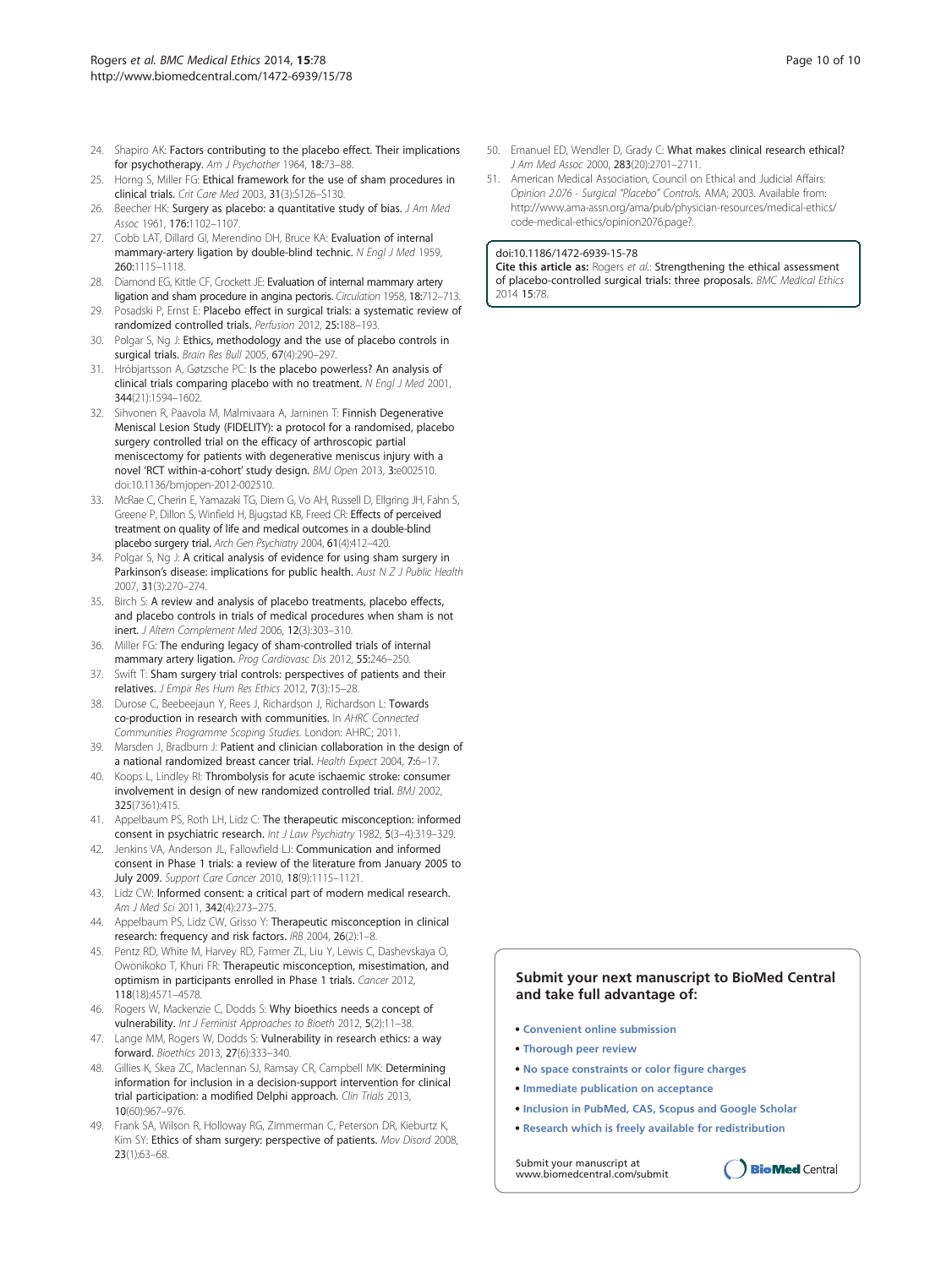24. Shapiro AK: Factors contributing to the placebo effect. Their implications for psychotherapy. *Am J Psychother* 1964, **18:**73–88.
25. Horng S, Miller FG: Ethical framework for the use of sham procedures in clinical trials. *Crit Care Med* 2003, **31**(3):S126–S130.
26. Beecher HK: Surgery as placebo: a quantitative study of bias. *J Am Med Assoc* 1961, **176:**1102–1107.
27. Cobb LAT, Dillard GI, Merendino DH, Bruce KA: Evaluation of internal mammary-artery ligation by double-blind technic. *N Engl J Med* 1959, **260:**1115–1118.
28. Diamond EG, Kittle CF, Crockett JE: Evaluation of internal mammary artery ligation and sham procedure in angina pectoris. *Circulation* 1958, **18:**712–713.
29. Posadski P, Ernst E: Placebo effect in surgical trials: a systematic review of randomized controlled trials. *Perfusion* 2012, **25:**188–193.
30. Polgar S, Ng J: Ethics, methodology and the use of placebo controls in surgical trials. *Brain Res Bull* 2005, **67**(4):290–297.
31. Hróbjartsson A, Gøtzsche PC: Is the placebo powerless? An analysis of clinical trials comparing placebo with no treatment. *N Engl J Med* 2001, **344**(21):1594–1602.
32. Sihvonen R, Paavola M, Malmivaara A, Jarninen T: Finnish Degenerative Meniscal Lesion Study (FIDELITY): a protocol for a randomised, placebo surgery controlled trial on the efficacy of arthroscopic partial meniscectomy for patients with degenerative meniscus injury with a novel 'RCT within-a-cohort' study design. *BMJ Open* 2013, **3:**e002510. doi:10.1136/bmjopen-2012-002510.
33. McRae C, Cherin E, Yamazaki TG, Diem G, Vo AH, Russell D, Ellgring JH, Fahn S, Greene P, Dillon S, Winfield H, Bjugstad KB, Freed CR: Effects of perceived treatment on quality of life and medical outcomes in a double-blind placebo surgery trial. *Arch Gen Psychiatry* 2004, **61**(4):412–420.
34. Polgar S, Ng J: A critical analysis of evidence for using sham surgery in Parkinson's disease: implications for public health. *Aust N Z J Public Health* 2007, **31**(3):270–274.
35. Birch S: A review and analysis of placebo treatments, placebo effects, and placebo controls in trials of medical procedures when sham is not inert. *J Altern Complement Med* 2006, **12**(3):303–310.
36. Miller FG: The enduring legacy of sham-controlled trials of internal mammary artery ligation. *Prog Cardiovasc Dis* 2012, **55:**246–250.
37. Swift T: Sham surgery trial controls: perspectives of patients and their relatives. *J Empir Res Hum Res Ethics* 2012, **7**(3):15–28.
38. Durose C, Beebeejaun Y, Rees J, Richardson J, Richardson L: Towards co-production in research with communities. In *AHRC Connected Communities Programme Scoping Studies.* London: AHRC; 2011.
39. Marsden J, Bradburn J: Patient and clinician collaboration in the design of a national randomized breast cancer trial. *Health Expect* 2004, **7:**6–17.
40. Koops L, Lindley RI: Thrombolysis for acute ischaemic stroke: consumer involvement in design of new randomized controlled trial. *BMJ* 2002, **325**(7361):415.
41. Appelbaum PS, Roth LH, Lidz C: The therapeutic misconception: informed consent in psychiatric research. *Int J Law Psychiatry* 1982, **5**(3–4):319–329.
42. Jenkins VA, Anderson JL, Fallowfield LJ: Communication and informed consent in Phase 1 trials: a review of the literature from January 2005 to July 2009. *Support Care Cancer* 2010, **18**(9):1115–1121.
43. Lidz CW: Informed consent: a critical part of modern medical research. *Am J Med Sci* 2011, **342**(4):273–275.
44. Appelbaum PS, Lidz CW, Grisso Y: Therapeutic misconception in clinical research: frequency and risk factors. *IRB* 2004, **26**(2):1–8.
45. Pentz RD, White M, Harvey RD, Farmer ZL, Liu Y, Lewis C, Dashevskaya O, Owonikoko T, Khuri FR: Therapeutic misconception, misestimation, and optimism in participants enrolled in Phase 1 trials. *Cancer* 2012, **118**(18):4571–4578.
46. Rogers W, Mackenzie C, Dodds S: Why bioethics needs a concept of vulnerability. *Int J Feminist Approaches to Bioeth* 2012, **5**(2):11–38.
47. Lange MM, Rogers W, Dodds S: Vulnerability in research ethics: a way forward. *Bioethics* 2013, **27**(6):333–340.
48. Gillies K, Skea ZC, Maclennan SJ, Ramsay CR, Campbell MK: Determining information for inclusion in a decision-support intervention for clinical trial participation: a modified Delphi approach. *Clin Trials* 2013, **10**(60):967–976.
49. Frank SA, Wilson R, Holloway RG, Zimmerman C, Peterson DR, Kieburtz K, Kim SY: Ethics of sham surgery: perspective of patients. *Mov Disord* 2008, **23**(1):63–68.
50. Emanuel ED, Wendler D, Grady C: What makes clinical research ethical? *J Am Med Assoc* 2000, **283**(20):2701–2711.
51. American Medical Association, Council on Ethical and Judicial Affairs: *Opinion 2.076 - Surgical "Placebo" Controls.* AMA; 2003. Available from: http://www.ama-assn.org/ama/pub/physician-resources/medical-ethics/code-medical-ethics/opinion2076.page?.

doi:10.1186/1472-6939-15-78

**Cite this article as:** Rogers *et al.*: Strengthening the ethical assessment of placebo-controlled surgical trials: three proposals. *BMC Medical Ethics* 2014 **15**:78.

**Submit your next manuscript to BioMed Central and take full advantage of:**

- **Convenient online submission**
- **Thorough peer review**
- **No space constraints or color figure charges**
- **Immediate publication on acceptance**
- **Inclusion in PubMed, CAS, Scopus and Google Scholar**
- **Research which is freely available for redistribution**

Submit your manuscript at www.biomedcentral.com/submit

BioMed Central